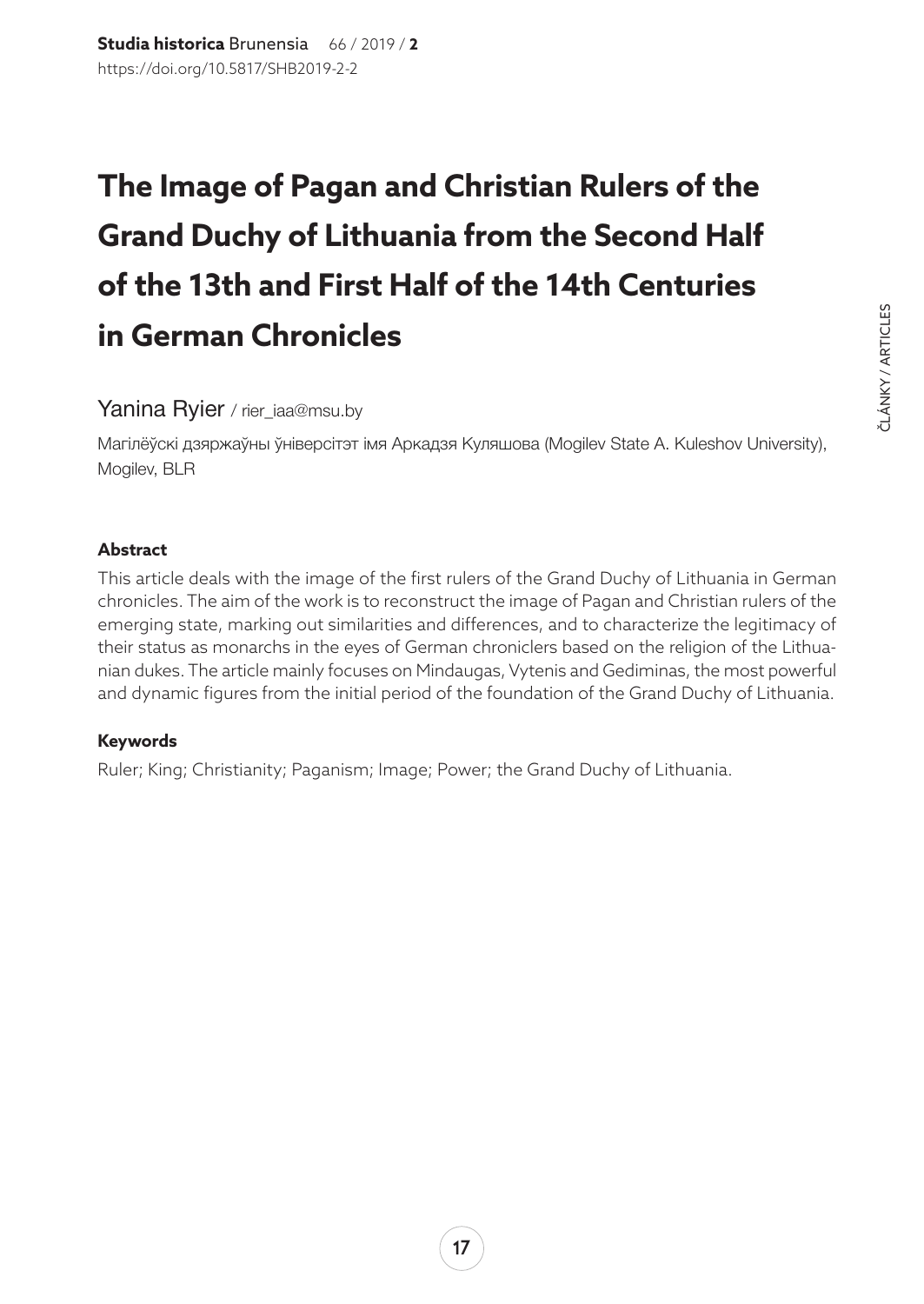# The Image of Pagan and Christian Rulers of the Grand Duchy of Lithuania from the Second Half of the 13th and First Half of the 14th Centuries in German Chronicles

Yanina Ryier / rier_iaa@msu.by

Магілёўскі дзяржаўны ўніверсітэт імя Аркадзя Куляшова (Mogilev State A. Kuleshov University), Mogilev, BLR

**Abstract**

This article deals with the image of the first rulers of the Grand Duchy of Lithuania in German chronicles. The aim of the work is to reconstruct the image of Pagan and Christian rulers of the emerging state, marking out similarities and differences, and to characterize the legitimacy of their status as monarchs in the eyes of German chroniclers based on the religion of the Lithuanian dukes. The article mainly focuses on Mindaugas, Vytenis and Gediminas, the most powerful and dynamic figures from the initial period of the foundation of the Grand Duchy of Lithuania.

**Keywords**

Ruler; King; Christianity; Paganism; Image; Power; the Grand Duchy of Lithuania.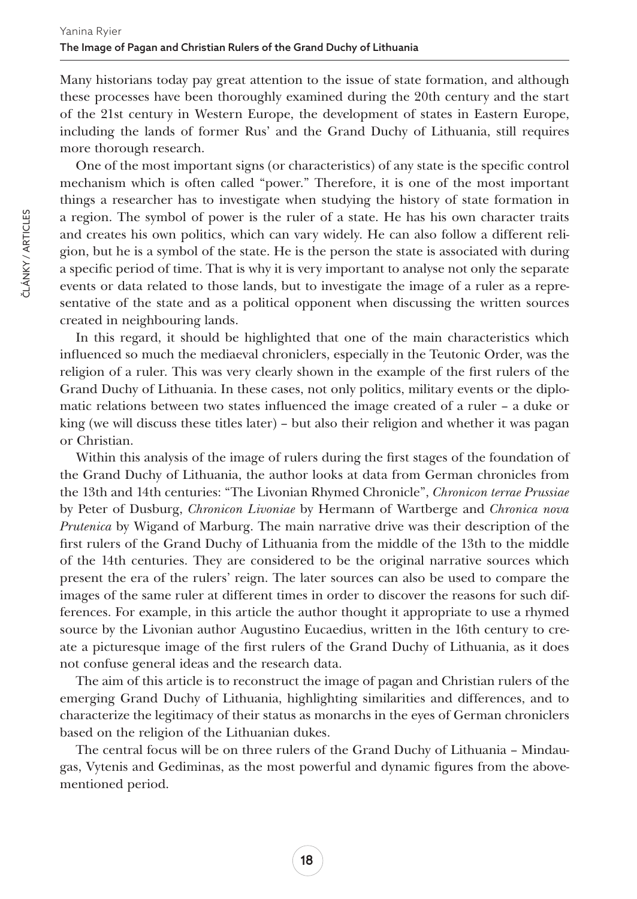Many historians today pay great attention to the issue of state formation, and although these processes have been thoroughly examined during the 20th century and the start of the 21st century in Western Europe, the development of states in Eastern Europe, including the lands of former Rus' and the Grand Duchy of Lithuania, still requires more thorough research.

One of the most important signs (or characteristics) of any state is the specific control mechanism which is often called "power." Therefore, it is one of the most important things a researcher has to investigate when studying the history of state formation in a region. The symbol of power is the ruler of a state. He has his own character traits and creates his own politics, which can vary widely. He can also follow a different religion, but he is a symbol of the state. He is the person the state is associated with during a specific period of time. That is why it is very important to analyse not only the separate events or data related to those lands, but to investigate the image of a ruler as a representative of the state and as a political opponent when discussing the written sources created in neighbouring lands.

In this regard, it should be highlighted that one of the main characteristics which influenced so much the mediaeval chroniclers, especially in the Teutonic Order, was the religion of a ruler. This was very clearly shown in the example of the first rulers of the Grand Duchy of Lithuania. In these cases, not only politics, military events or the diplomatic relations between two states influenced the image created of a ruler – a duke or king (we will discuss these titles later) – but also their religion and whether it was pagan or Christian.

Within this analysis of the image of rulers during the first stages of the foundation of the Grand Duchy of Lithuania, the author looks at data from German chronicles from the 13th and 14th centuries: "The Livonian Rhymed Chronicle", *Chronicon terrae Prussiae* by Peter of Dusburg, *Chronicon Livoniae* by Hermann of Wartberge and *Chronica nova Prutenica* by Wigand of Marburg. The main narrative drive was their description of the first rulers of the Grand Duchy of Lithuania from the middle of the 13th to the middle of the 14th centuries. They are considered to be the original narrative sources which present the era of the rulers' reign. The later sources can also be used to compare the images of the same ruler at different times in order to discover the reasons for such differences. For example, in this article the author thought it appropriate to use a rhymed source by the Livonian author Augustino Eucaedius, written in the 16th century to create a picturesque image of the first rulers of the Grand Duchy of Lithuania, as it does not confuse general ideas and the research data.

The aim of this article is to reconstruct the image of pagan and Christian rulers of the emerging Grand Duchy of Lithuania, highlighting similarities and differences, and to characterize the legitimacy of their status as monarchs in the eyes of German chroniclers based on the religion of the Lithuanian dukes.

The central focus will be on three rulers of the Grand Duchy of Lithuania – Mindaugas, Vytenis and Gediminas, as the most powerful and dynamic figures from the abovementioned period.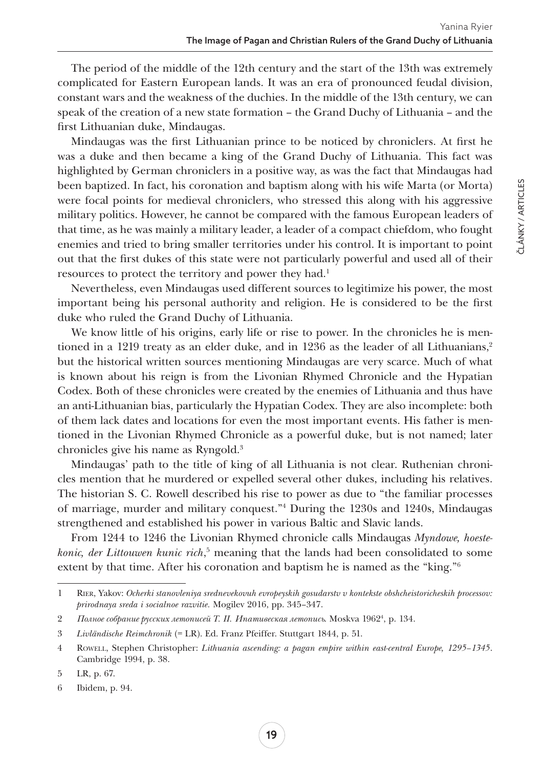The period of the middle of the 12th century and the start of the 13th was extremely complicated for Eastern European lands. It was an era of pronounced feudal division, constant wars and the weakness of the duchies. In the middle of the 13th century, we can speak of the creation of a new state formation – the Grand Duchy of Lithuania – and the first Lithuanian duke, Mindaugas.

Mindaugas was the first Lithuanian prince to be noticed by chroniclers. At first he was a duke and then became a king of the Grand Duchy of Lithuania. This fact was highlighted by German chroniclers in a positive way, as was the fact that Mindaugas had been baptized. In fact, his coronation and baptism along with his wife Marta (or Morta) were focal points for medieval chroniclers, who stressed this along with his aggressive military politics. However, he cannot be compared with the famous European leaders of that time, as he was mainly a military leader, a leader of a compact chiefdom, who fought enemies and tried to bring smaller territories under his control. It is important to point out that the first dukes of this state were not particularly powerful and used all of their resources to protect the territory and power they had.[1]

Nevertheless, even Mindaugas used different sources to legitimize his power, the most important being his personal authority and religion. He is considered to be the first duke who ruled the Grand Duchy of Lithuania.

We know little of his origins, early life or rise to power. In the chronicles he is mentioned in a 1219 treaty as an elder duke, and in 1236 as the leader of all Lithuanians,[2] but the historical written sources mentioning Mindaugas are very scarce. Much of what is known about his reign is from the Livonian Rhymed Chronicle and the Hypatian Codex. Both of these chronicles were created by the enemies of Lithuania and thus have an anti-Lithuanian bias, particularly the Hypatian Codex. They are also incomplete: both of them lack dates and locations for even the most important events. His father is mentioned in the Livonian Rhymed Chronicle as a powerful duke, but is not named; later chronicles give his name as Ryngold.[3]

Mindaugas' path to the title of king of all Lithuania is not clear. Ruthenian chronicles mention that he murdered or expelled several other dukes, including his relatives. The historian S. C. Rowell described his rise to power as due to "the familiar processes of marriage, murder and military conquest."[4] During the 1230s and 1240s, Mindaugas strengthened and established his power in various Baltic and Slavic lands.

From 1244 to 1246 the Livonian Rhymed chronicle calls Mindaugas *Myndowe, hoestekonic, der Littouwen kunic rich*,[5] meaning that the lands had been consolidated to some extent by that time. After his coronation and baptism he is named as the "king."[6]

---

1 Rier, Yakov: *Ocherki stanovleniya srednevekovuh evropeyskih gosudarstv v kontekste obshcheistoricheskih processov: prirodnaya sreda i socialnoe razvitie.* Mogilev 2016, pp. 345–347.

2 *Полное собрание русских летописей Т. II. Ипатиевская летопись.* Moskva 1962[4], p. 134.

3 *Livländische Reimchronik* (= LR). Ed. Franz Pfeiffer. Stuttgart 1844, p. 51.

4 Rowell, Stephen Christopher: *Lithuania ascending: a pagan empire within east-central Europe, 1295–1345*. Cambridge 1994, p. 38.

5 LR, p. 67.

6 Ibidem, p. 94.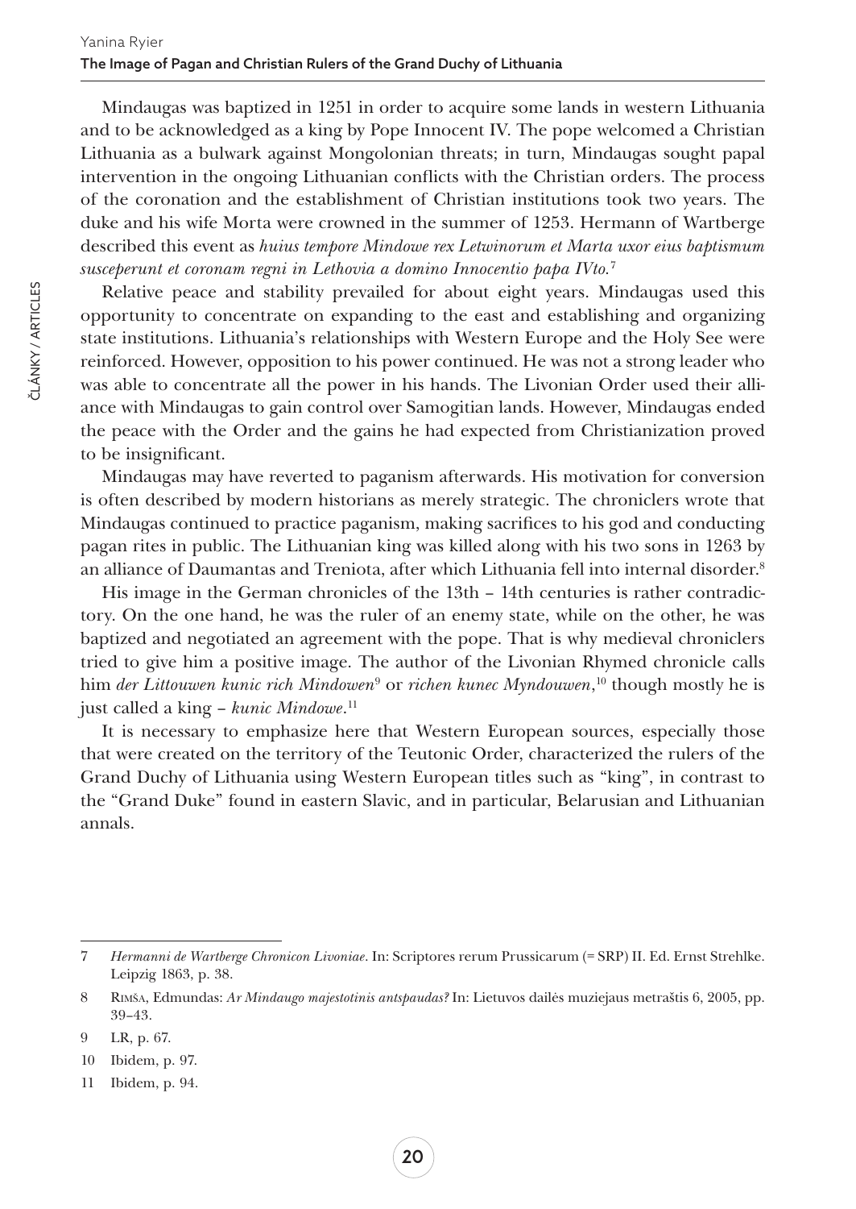Mindaugas was baptized in 1251 in order to acquire some lands in western Lithuania and to be acknowledged as a king by Pope Innocent IV. The pope welcomed a Christian Lithuania as a bulwark against Mongolonian threats; in turn, Mindaugas sought papal intervention in the ongoing Lithuanian conflicts with the Christian orders. The process of the coronation and the establishment of Christian institutions took two years. The duke and his wife Morta were crowned in the summer of 1253. Hermann of Wartberge described this event as *huius tempore Mindowe rex Letwinorum et Marta uxor eius baptismum susceperunt et coronam regni in Lethovia a domino Innocentio papa IVto.*[7]

Relative peace and stability prevailed for about eight years. Mindaugas used this opportunity to concentrate on expanding to the east and establishing and organizing state institutions. Lithuania's relationships with Western Europe and the Holy See were reinforced. However, opposition to his power continued. He was not a strong leader who was able to concentrate all the power in his hands. The Livonian Order used their alliance with Mindaugas to gain control over Samogitian lands. However, Mindaugas ended the peace with the Order and the gains he had expected from Christianization proved to be insignificant.

Mindaugas may have reverted to paganism afterwards. His motivation for conversion is often described by modern historians as merely strategic. The chroniclers wrote that Mindaugas continued to practice paganism, making sacrifices to his god and conducting pagan rites in public. The Lithuanian king was killed along with his two sons in 1263 by an alliance of Daumantas and Treniota, after which Lithuania fell into internal disorder.[8]

His image in the German chronicles of the 13th – 14th centuries is rather contradictory. On the one hand, he was the ruler of an enemy state, while on the other, he was baptized and negotiated an agreement with the pope. That is why medieval chroniclers tried to give him a positive image. The author of the Livonian Rhymed chronicle calls him *der Littouwen kunic rich Mindowen*[9] or *richen kunec Myndouwen*,[10] though mostly he is just called a king – *kunic Mindowe*.[11]

It is necessary to emphasize here that Western European sources, especially those that were created on the territory of the Teutonic Order, characterized the rulers of the Grand Duchy of Lithuania using Western European titles such as "king", in contrast to the "Grand Duke" found in eastern Slavic, and in particular, Belarusian and Lithuanian annals.

---

7 *Hermanni de Wartberge Chronicon Livoniae*. In: Scriptores rerum Prussicarum (= SRP) II. Ed. Ernst Strehlke. Leipzig 1863, p. 38.

8 Rimša, Edmundas: *Ar Mindaugo majestotinis antspaudas?* In: Lietuvos dailės muziejaus metraštis 6, 2005, pp. 39–43.

9 LR, p. 67.

10 Ibidem, p. 97.

11 Ibidem, p. 94.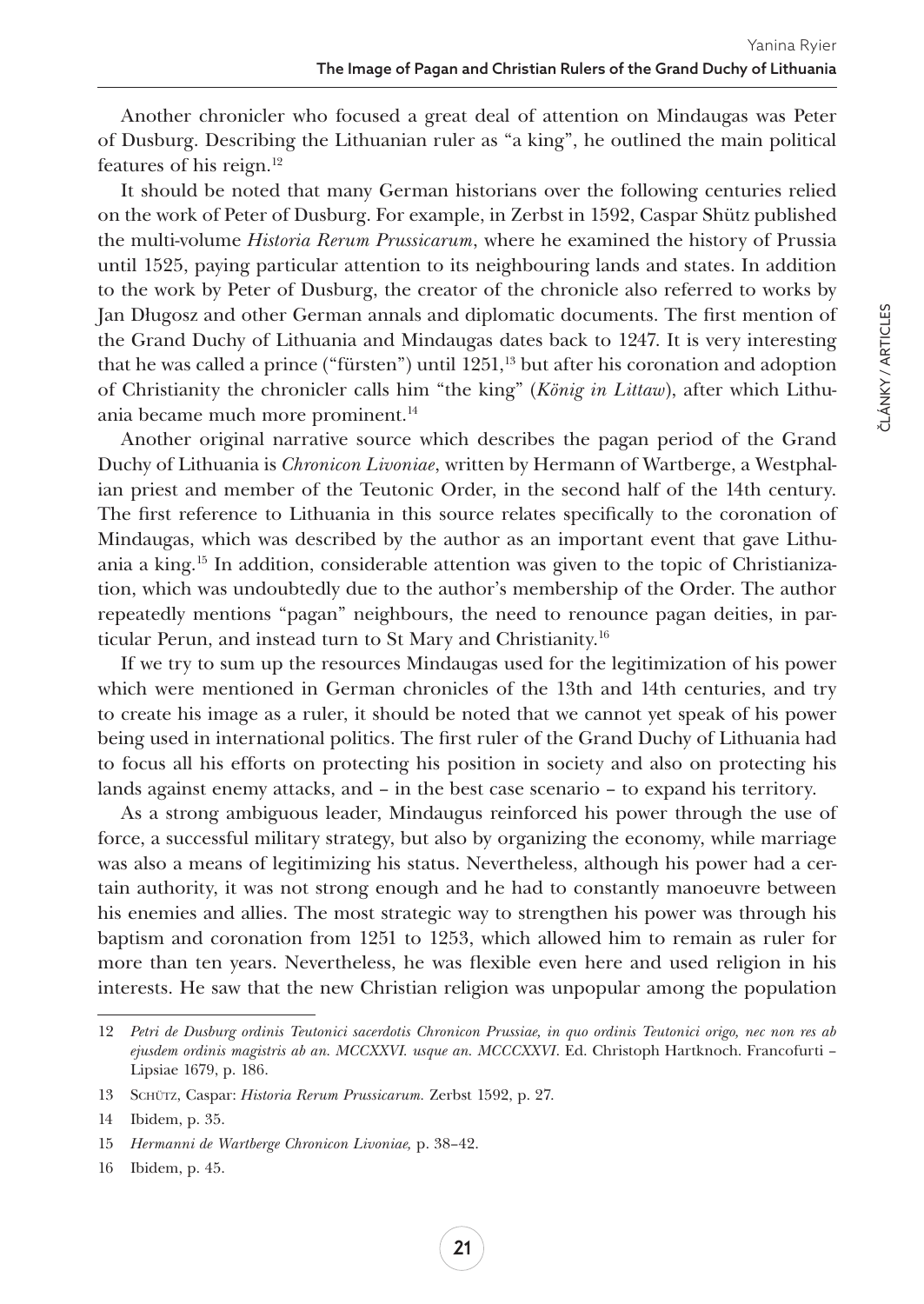Another chronicler who focused a great deal of attention on Mindaugas was Peter of Dusburg. Describing the Lithuanian ruler as "a king", he outlined the main political features of his reign.[12]

It should be noted that many German historians over the following centuries relied on the work of Peter of Dusburg. For example, in Zerbst in 1592, Caspar Shütz published the multi-volume *Historia Rerum Prussicarum*, where he examined the history of Prussia until 1525, paying particular attention to its neighbouring lands and states. In addition to the work by Peter of Dusburg, the creator of the chronicle also referred to works by Jan Długosz and other German annals and diplomatic documents. The first mention of the Grand Duchy of Lithuania and Mindaugas dates back to 1247. It is very interesting that he was called a prince ("fürsten") until 1251,[13] but after his coronation and adoption of Christianity the chronicler calls him "the king" (*König in Littaw*), after which Lithuania became much more prominent.[14]

Another original narrative source which describes the pagan period of the Grand Duchy of Lithuania is *Chronicon Livoniae*, written by Hermann of Wartberge, a Westphalian priest and member of the Teutonic Order, in the second half of the 14th century. The first reference to Lithuania in this source relates specifically to the coronation of Mindaugas, which was described by the author as an important event that gave Lithuania a king.[15] In addition, considerable attention was given to the topic of Christianization, which was undoubtedly due to the author's membership of the Order. The author repeatedly mentions "pagan" neighbours, the need to renounce pagan deities, in particular Perun, and instead turn to St Mary and Christianity.[16]

If we try to sum up the resources Mindaugas used for the legitimization of his power which were mentioned in German chronicles of the 13th and 14th centuries, and try to create his image as a ruler, it should be noted that we cannot yet speak of his power being used in international politics. The first ruler of the Grand Duchy of Lithuania had to focus all his efforts on protecting his position in society and also on protecting his lands against enemy attacks, and – in the best case scenario – to expand his territory.

As a strong ambiguous leader, Mindaugus reinforced his power through the use of force, a successful military strategy, but also by organizing the economy, while marriage was also a means of legitimizing his status. Nevertheless, although his power had a certain authority, it was not strong enough and he had to constantly manoeuvre between his enemies and allies. The most strategic way to strengthen his power was through his baptism and coronation from 1251 to 1253, which allowed him to remain as ruler for more than ten years. Nevertheless, he was flexible even here and used religion in his interests. He saw that the new Christian religion was unpopular among the population

---

12 *Petri de Dusburg ordinis Teutonici sacerdotis Chronicon Prussiae, in quo ordinis Teutonici origo, nec non res ab ejusdem ordinis magistris ab an. MCCXXVI. usque an. MCCCXXVI*. Ed. Christoph Hartknoch. Francofurti – Lipsiae 1679, p. 186.

13 Schütz, Caspar: *Historia Rerum Prussicarum.* Zerbst 1592, p. 27.

14 Ibidem, p. 35.

15 *Hermanni de Wartberge Chronicon Livoniae,* p. 38–42.

16 Ibidem, p. 45.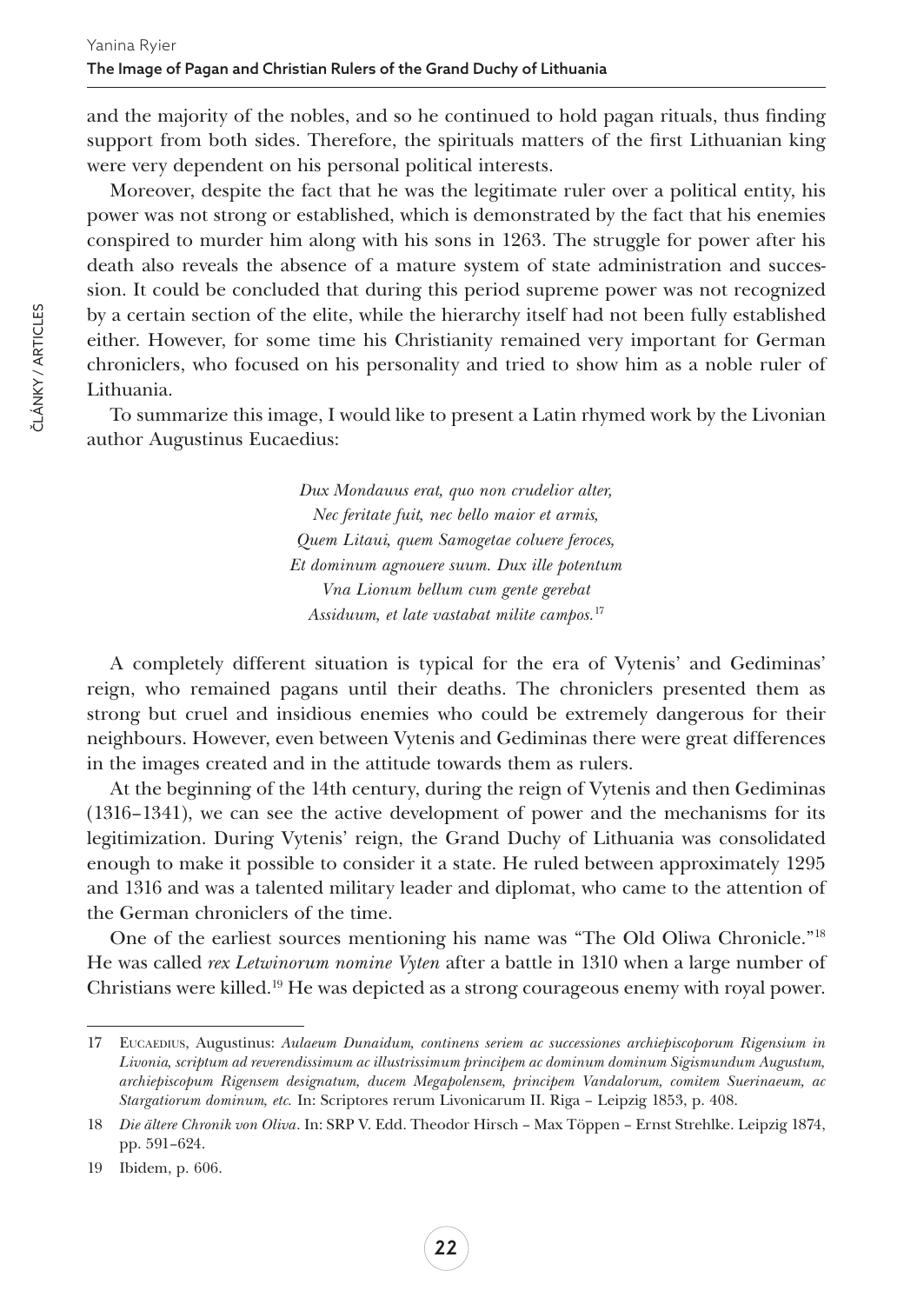and the majority of the nobles, and so he continued to hold pagan rituals, thus finding support from both sides. Therefore, the spirituals matters of the first Lithuanian king were very dependent on his personal political interests.

Moreover, despite the fact that he was the legitimate ruler over a political entity, his power was not strong or established, which is demonstrated by the fact that his enemies conspired to murder him along with his sons in 1263. The struggle for power after his death also reveals the absence of a mature system of state administration and succession. It could be concluded that during this period supreme power was not recognized by a certain section of the elite, while the hierarchy itself had not been fully established either. However, for some time his Christianity remained very important for German chroniclers, who focused on his personality and tried to show him as a noble ruler of Lithuania.

To summarize this image, I would like to present a Latin rhymed work by the Livonian author Augustinus Eucaedius:

> *Dux Mondauus erat, quo non crudelior alter,*
> *Nec feritate fuit, nec bello maior et armis,*
> *Quem Litaui, quem Samogetae coluere feroces,*
> *Et dominum agnouere suum. Dux ille potentum*
> *Vna Lionum bellum cum gente gerebat*
> *Assiduum, et late vastabat milite campos.*[17]

A completely different situation is typical for the era of Vytenis' and Gediminas' reign, who remained pagans until their deaths. The chroniclers presented them as strong but cruel and insidious enemies who could be extremely dangerous for their neighbours. However, even between Vytenis and Gediminas there were great differences in the images created and in the attitude towards them as rulers.

At the beginning of the 14th century, during the reign of Vytenis and then Gediminas (1316–1341), we can see the active development of power and the mechanisms for its legitimization. During Vytenis' reign, the Grand Duchy of Lithuania was consolidated enough to make it possible to consider it a state. He ruled between approximately 1295 and 1316 and was a talented military leader and diplomat, who came to the attention of the German chroniclers of the time.

One of the earliest sources mentioning his name was "The Old Oliwa Chronicle."[18] He was called *rex Letwinorum nomine Vyten* after a battle in 1310 when a large number of Christians were killed.[19] He was depicted as a strong courageous enemy with royal power.

---

17 Eucaedius, Augustinus: *Aulaeum Dunaidum, continens seriem ac successiones archiepiscoporum Rigensium in Livonia, scriptum ad reverendissimum ac illustrissimum principem ac dominum dominum Sigismundum Augustum, archiepiscopum Rigensem designatum, ducem Megapolensem, principem Vandalorum, comitem Suerinaeum, ac Stargatiorum dominum, etc.* In: Scriptores rerum Livonicarum II. Riga – Leipzig 1853, p. 408.

18 *Die ältere Chronik von Oliva*. In: SRP V. Edd. Theodor Hirsch – Max Töppen – Ernst Strehlke. Leipzig 1874, pp. 591–624.

19 Ibidem, p. 606.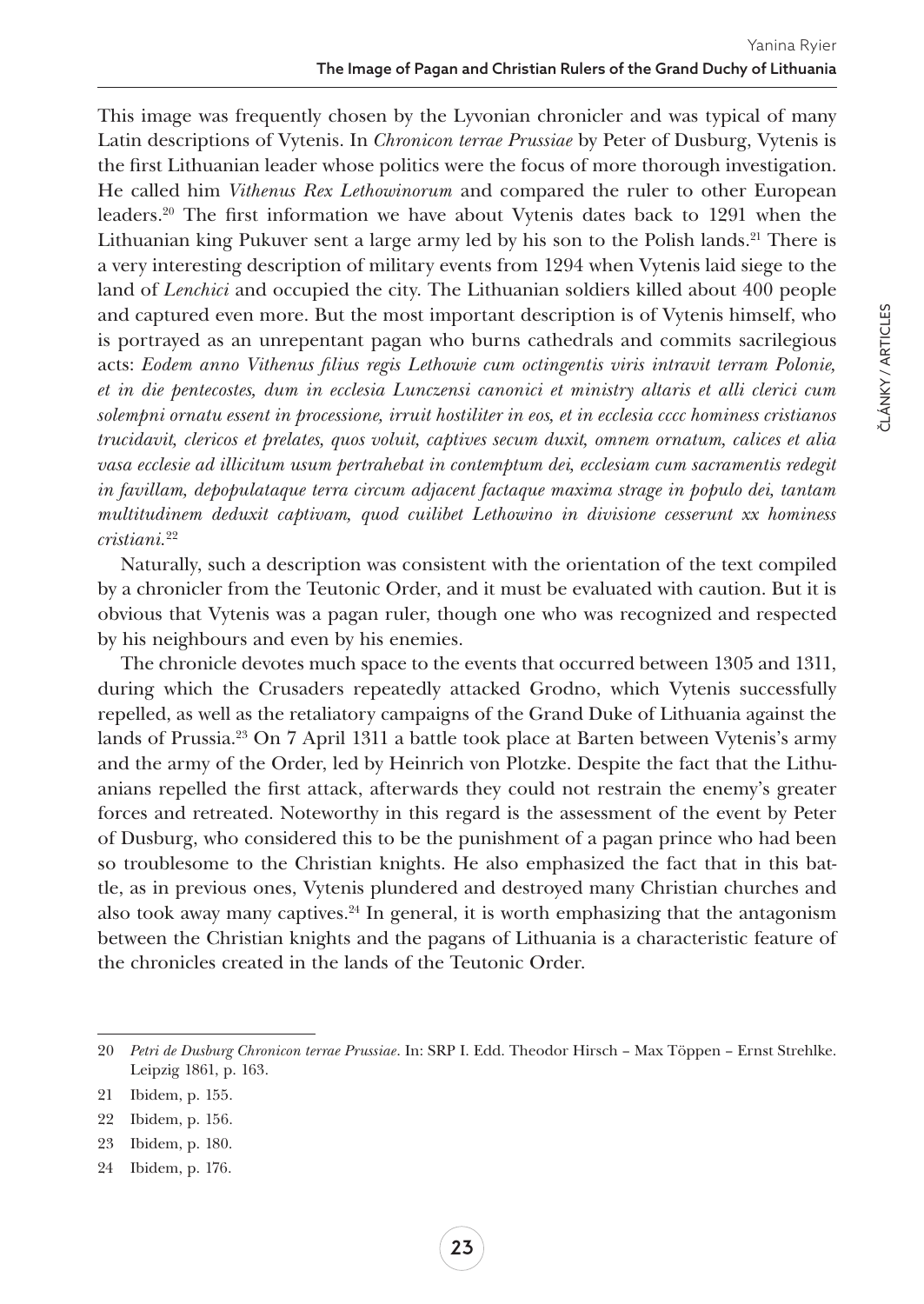This image was frequently chosen by the Lyvonian chronicler and was typical of many Latin descriptions of Vytenis. In *Chronicon terrae Prussiae* by Peter of Dusburg, Vytenis is the first Lithuanian leader whose politics were the focus of more thorough investigation. He called him *Vithenus Rex Lethowinorum* and compared the ruler to other European leaders.[20] The first information we have about Vytenis dates back to 1291 when the Lithuanian king Pukuver sent a large army led by his son to the Polish lands.[21] There is a very interesting description of military events from 1294 when Vytenis laid siege to the land of *Lenchici* and occupied the city. The Lithuanian soldiers killed about 400 people and captured even more. But the most important description is of Vytenis himself, who is portrayed as an unrepentant pagan who burns cathedrals and commits sacrilegious acts: *Eodem anno Vithenus filius regis Lethowie cum octingentis viris intravit terram Polonie, et in die pentecostes, dum in ecclesia Lunczensi canonici et ministry altaris et alli clerici cum solempni ornatu essent in processione, irruit hostiliter in eos, et in ecclesia cccc hominess cristianos trucidavit, clericos et prelates, quos voluit, captives secum duxit, omnem ornatum, calices et alia vasa ecclesie ad illicitum usum pertrahebat in contemptum dei, ecclesiam cum sacramentis redegit in favillam, depopulataque terra circum adjacent factaque maxima strage in populo dei, tantam multitudinem deduxit captivam, quod cuilibet Lethowino in divisione cesserunt xx hominess cristiani.*[22]

Naturally, such a description was consistent with the orientation of the text compiled by a chronicler from the Teutonic Order, and it must be evaluated with caution. But it is obvious that Vytenis was a pagan ruler, though one who was recognized and respected by his neighbours and even by his enemies.

The chronicle devotes much space to the events that occurred between 1305 and 1311, during which the Crusaders repeatedly attacked Grodno, which Vytenis successfully repelled, as well as the retaliatory campaigns of the Grand Duke of Lithuania against the lands of Prussia.[23] On 7 April 1311 a battle took place at Barten between Vytenis's army and the army of the Order, led by Heinrich von Plotzke. Despite the fact that the Lithuanians repelled the first attack, afterwards they could not restrain the enemy's greater forces and retreated. Noteworthy in this regard is the assessment of the event by Peter of Dusburg, who considered this to be the punishment of a pagan prince who had been so troublesome to the Christian knights. He also emphasized the fact that in this battle, as in previous ones, Vytenis plundered and destroyed many Christian churches and also took away many captives.[24] In general, it is worth emphasizing that the antagonism between the Christian knights and the pagans of Lithuania is a characteristic feature of the chronicles created in the lands of the Teutonic Order.

---

20 *Petri de Dusburg Chronicon terrae Prussiae*. In: SRP I. Edd. Theodor Hirsch – Max Töppen – Ernst Strehlke. Leipzig 1861, p. 163.

21 Ibidem, p. 155.

22 Ibidem, p. 156.

23 Ibidem, p. 180.

24 Ibidem, p. 176.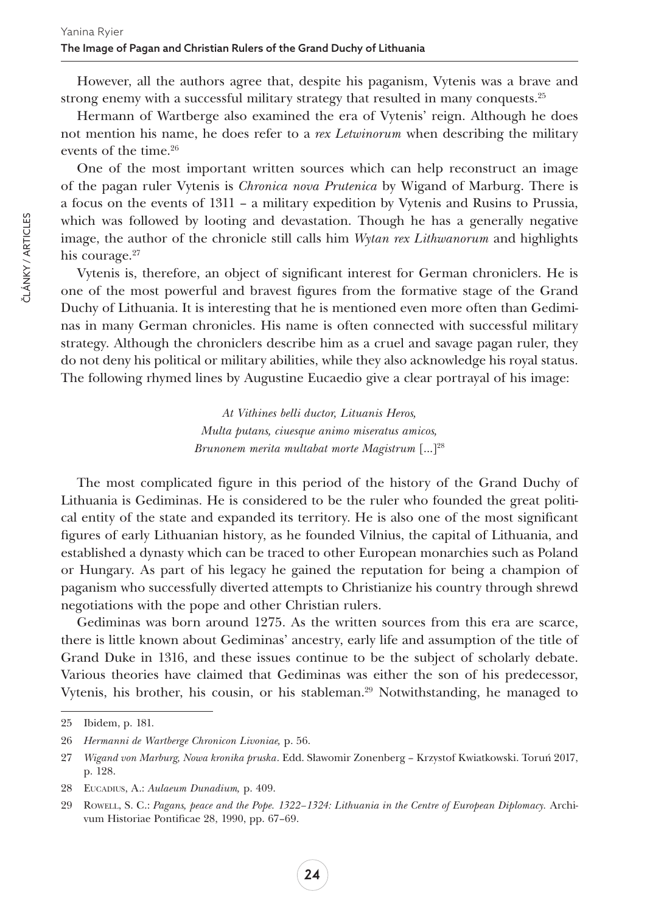However, all the authors agree that, despite his paganism, Vytenis was a brave and strong enemy with a successful military strategy that resulted in many conquests.[25]

Hermann of Wartberge also examined the era of Vytenis' reign. Although he does not mention his name, he does refer to a *rex Letwinorum* when describing the military events of the time.[26]

One of the most important written sources which can help reconstruct an image of the pagan ruler Vytenis is *Chronica nova Prutenica* by Wigand of Marburg. There is a focus on the events of 1311 – a military expedition by Vytenis and Rusins to Prussia, which was followed by looting and devastation. Though he has a generally negative image, the author of the chronicle still calls him *Wytan rex Lithwanorum* and highlights his courage.[27]

Vytenis is, therefore, an object of significant interest for German chroniclers. He is one of the most powerful and bravest figures from the formative stage of the Grand Duchy of Lithuania. It is interesting that he is mentioned even more often than Gediminas in many German chronicles. His name is often connected with successful military strategy. Although the chroniclers describe him as a cruel and savage pagan ruler, they do not deny his political or military abilities, while they also acknowledge his royal status. The following rhymed lines by Augustine Eucaedio give a clear portrayal of his image:

> *At Vithines belli ductor, Lituanis Heros,*
> *Multa putans, ciuesque animo miseratus amicos,*
> *Brunonem merita multabat morte Magistrum* [...][28]

The most complicated figure in this period of the history of the Grand Duchy of Lithuania is Gediminas. He is considered to be the ruler who founded the great political entity of the state and expanded its territory. He is also one of the most significant figures of early Lithuanian history, as he founded Vilnius, the capital of Lithuania, and established a dynasty which can be traced to other European monarchies such as Poland or Hungary. As part of his legacy he gained the reputation for being a champion of paganism who successfully diverted attempts to Christianize his country through shrewd negotiations with the pope and other Christian rulers.

Gediminas was born around 1275. As the written sources from this era are scarce, there is little known about Gediminas' ancestry, early life and assumption of the title of Grand Duke in 1316, and these issues continue to be the subject of scholarly debate. Various theories have claimed that Gediminas was either the son of his predecessor, Vytenis, his brother, his cousin, or his stableman.[29] Notwithstanding, he managed to

---

25 Ibidem, p. 181.

26 *Hermanni de Wartberge Chronicon Livoniae,* p. 56.

27 *Wigand von Marburg, Nowa kronika pruska*. Edd. Sławomir Zonenberg – Krzystof Kwiatkowski. Toruń 2017, p. 128.

28 Eucadius, A.: *Aulaeum Dunadium,* p. 409.

29 Rowell, S. C.: *Pagans, peace and the Pope. 1322–1324: Lithuania in the Centre of European Diplomacy.* Archivum Historiae Pontificae 28, 1990, pp. 67–69.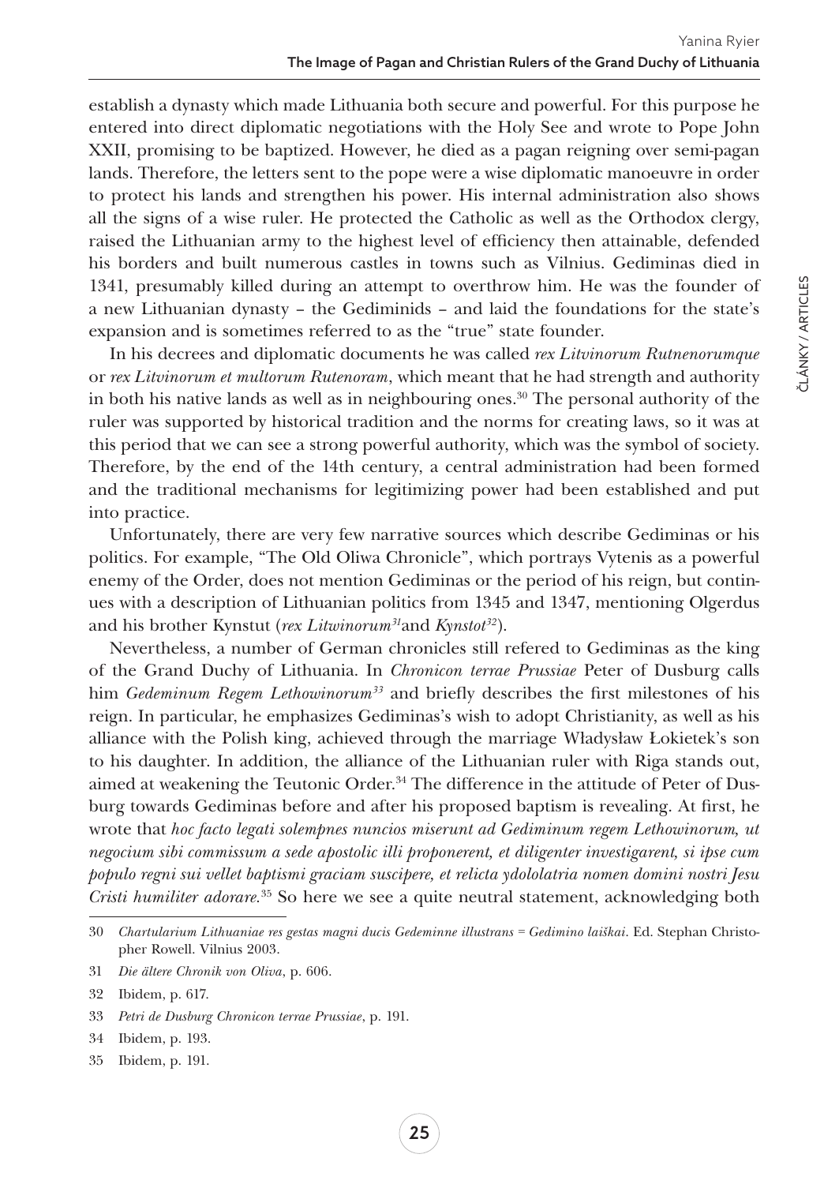establish a dynasty which made Lithuania both secure and powerful. For this purpose he entered into direct diplomatic negotiations with the Holy See and wrote to Pope John XXII, promising to be baptized. However, he died as a pagan reigning over semi-pagan lands. Therefore, the letters sent to the pope were a wise diplomatic manoeuvre in order to protect his lands and strengthen his power. His internal administration also shows all the signs of a wise ruler. He protected the Catholic as well as the Orthodox clergy, raised the Lithuanian army to the highest level of efficiency then attainable, defended his borders and built numerous castles in towns such as Vilnius. Gediminas died in 1341, presumably killed during an attempt to overthrow him. He was the founder of a new Lithuanian dynasty – the Gediminids – and laid the foundations for the state's expansion and is sometimes referred to as the "true" state founder.

In his decrees and diplomatic documents he was called *rex Litvinorum Rutnenorumque* or *rex Litvinorum et multorum Rutenoram*, which meant that he had strength and authority in both his native lands as well as in neighbouring ones.[30] The personal authority of the ruler was supported by historical tradition and the norms for creating laws, so it was at this period that we can see a strong powerful authority, which was the symbol of society. Therefore, by the end of the 14th century, a central administration had been formed and the traditional mechanisms for legitimizing power had been established and put into practice.

Unfortunately, there are very few narrative sources which describe Gediminas or his politics. For example, "The Old Oliwa Chronicle", which portrays Vytenis as a powerful enemy of the Order, does not mention Gediminas or the period of his reign, but continues with a description of Lithuanian politics from 1345 and 1347, mentioning Olgerdus and his brother Kynstut (*rex Litwinorum*[31]and *Kynstot*[32]).

Nevertheless, a number of German chronicles still refered to Gediminas as the king of the Grand Duchy of Lithuania. In *Chronicon terrae Prussiae* Peter of Dusburg calls him *Gedeminum Regem Lethowinorum*[33] and briefly describes the first milestones of his reign. In particular, he emphasizes Gediminas's wish to adopt Christianity, as well as his alliance with the Polish king, achieved through the marriage Władysław Łokietek's son to his daughter. In addition, the alliance of the Lithuanian ruler with Riga stands out, aimed at weakening the Teutonic Order.[34] The difference in the attitude of Peter of Dusburg towards Gediminas before and after his proposed baptism is revealing. At first, he wrote that *hoc facto legati solempnes nuncios miserunt ad Gediminum regem Lethowinorum, ut negocium sibi commissum a sede apostolic illi proponerent, et diligenter investigarent, si ipse cum populo regni sui vellet baptismi graciam suscipere, et relicta ydololatria nomen domini nostri Jesu Cristi humiliter adorare.*[35] So here we see a quite neutral statement, acknowledging both

30 *Chartularium Lithuaniae res gestas magni ducis Gedeminne illustrans = Gedimino laiškai*. Ed. Stephan Christopher Rowell. Vilnius 2003.

31 *Die ältere Chronik von Oliva*, p. 606.

32 Ibidem, p. 617.

33 *Petri de Dusburg Chronicon terrae Prussiae*, p. 191.

34 Ibidem, p. 193.

35 Ibidem, p. 191.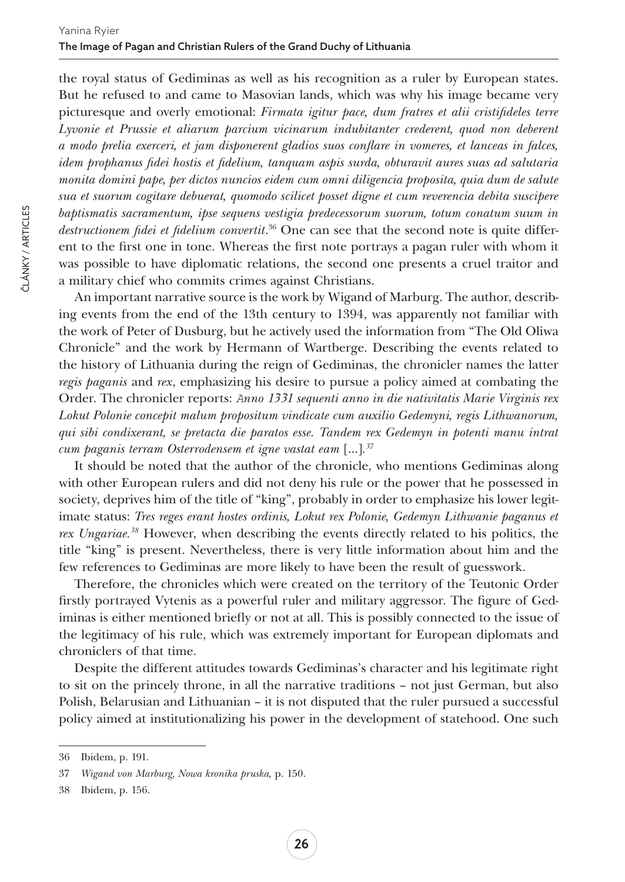the royal status of Gediminas as well as his recognition as a ruler by European states. But he refused to and came to Masovian lands, which was why his image became very picturesque and overly emotional: *Firmata igitur pace, dum fratres et alii cristifideles terre Lyvonie et Prussie et aliarum parcium vicinarum indubitanter crederent, quod non deberent a modo prelia exerceri, et jam disponerent gladios suos conflare in vomeres, et lanceas in falces, idem prophanus fidei hostis et fidelium, tanquam aspis surda, obturavit aures suas ad salutaria monita domini pape, per dictos nuncios eidem cum omni diligencia proposita, quia dum de salute sua et suorum cogitare debuerat, quomodo scilicet posset digne et cum reverencia debita suscipere baptismatis sacramentum, ipse sequens vestigia predecessorum suorum, totum conatum suum in destructionem fidei et fidelium convertit*.[36] One can see that the second note is quite different to the first one in tone. Whereas the first note portrays a pagan ruler with whom it was possible to have diplomatic relations, the second one presents a cruel traitor and a military chief who commits crimes against Christians.

An important narrative source is the work by Wigand of Marburg. The author, describing events from the end of the 13th century to 1394, was apparently not familiar with the work of Peter of Dusburg, but he actively used the information from "The Old Oliwa Chronicle" and the work by Hermann of Wartberge. Describing the events related to the history of Lithuania during the reign of Gediminas, the chronicler names the latter *regis paganis* and *rex*, emphasizing his desire to pursue a policy aimed at combating the Order. The chronicler reports: *Anno 1331 sequenti anno in die nativitatis Marie Virginis rex Lokut Polonie concepit malum propositum vindicate cum auxilio Gedemyni, regis Lithwanorum, qui sibi condixerant, se pretacta die paratos esse. Tandem rex Gedemyn in potenti manu intrat cum paganis terram Osterrodensem et igne vastat eam* [...].[37]

It should be noted that the author of the chronicle, who mentions Gediminas along with other European rulers and did not deny his rule or the power that he possessed in society, deprives him of the title of "king", probably in order to emphasize his lower legitimate status: *Tres reges erant hostes ordinis, Lokut rex Polonie, Gedemyn Lithwanie paganus et rex Ungariae.*[38] However, when describing the events directly related to his politics, the title "king" is present. Nevertheless, there is very little information about him and the few references to Gediminas are more likely to have been the result of guesswork.

Therefore, the chronicles which were created on the territory of the Teutonic Order firstly portrayed Vytenis as a powerful ruler and military aggressor. The figure of Gediminas is either mentioned briefly or not at all. This is possibly connected to the issue of the legitimacy of his rule, which was extremely important for European diplomats and chroniclers of that time.

Despite the different attitudes towards Gediminas's character and his legitimate right to sit on the princely throne, in all the narrative traditions – not just German, but also Polish, Belarusian and Lithuanian – it is not disputed that the ruler pursued a successful policy aimed at institutionalizing his power in the development of statehood. One such

---

36 Ibidem, p. 191.

37 *Wigand von Marburg, Nowa kronika pruska,* p. 150.

38 Ibidem, p. 156.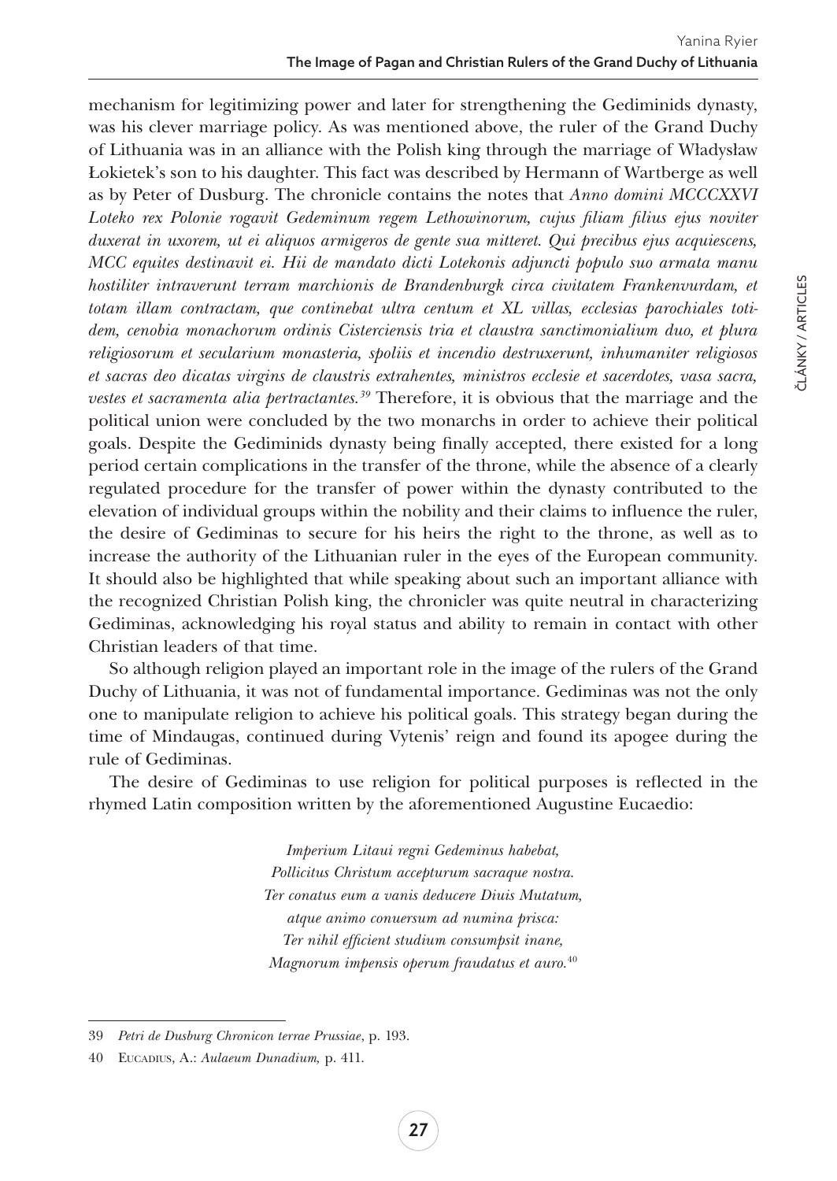mechanism for legitimizing power and later for strengthening the Gediminids dynasty, was his clever marriage policy. As was mentioned above, the ruler of the Grand Duchy of Lithuania was in an alliance with the Polish king through the marriage of Władysław Łokietek's son to his daughter. This fact was described by Hermann of Wartberge as well as by Peter of Dusburg. The chronicle contains the notes that *Anno domini MCCCXXVI Loteko rex Polonie rogavit Gedeminum regem Lethowinorum, cujus filiam filius ejus noviter duxerat in uxorem, ut ei aliquos armigeros de gente sua mitteret. Qui precibus ejus acquiescens, MCC equites destinavit ei. Hii de mandato dicti Lotekonis adjuncti populo suo armata manu hostiliter intraverunt terram marchionis de Brandenburgk circa civitatem Frankenvurdam, et totam illam contractam, que continebat ultra centum et XL villas, ecclesias parochiales totidem, cenobia monachorum ordinis Cisterciensis tria et claustra sanctimonialium duo, et plura religiosorum et secularium monasteria, spoliis et incendio destruxerunt, inhumaniter religiosos et sacras deo dicatas virgins de claustris extrahentes, ministros ecclesie et sacerdotes, vasa sacra, vestes et sacramenta alia pertractantes.*[39] Therefore, it is obvious that the marriage and the political union were concluded by the two monarchs in order to achieve their political goals. Despite the Gediminids dynasty being finally accepted, there existed for a long period certain complications in the transfer of the throne, while the absence of a clearly regulated procedure for the transfer of power within the dynasty contributed to the elevation of individual groups within the nobility and their claims to influence the ruler, the desire of Gediminas to secure for his heirs the right to the throne, as well as to increase the authority of the Lithuanian ruler in the eyes of the European community. It should also be highlighted that while speaking about such an important alliance with the recognized Christian Polish king, the chronicler was quite neutral in characterizing Gediminas, acknowledging his royal status and ability to remain in contact with other Christian leaders of that time.

So although religion played an important role in the image of the rulers of the Grand Duchy of Lithuania, it was not of fundamental importance. Gediminas was not the only one to manipulate religion to achieve his political goals. This strategy began during the time of Mindaugas, continued during Vytenis' reign and found its apogee during the rule of Gediminas.

The desire of Gediminas to use religion for political purposes is reflected in the rhymed Latin composition written by the aforementioned Augustine Eucaedio:

> *Imperium Litaui regni Gedeminus habebat,*
> *Pollicitus Christum accepturum sacraque nostra.*
> *Ter conatus eum a vanis deducere Diuis Mutatum,*
> *atque animo conuersum ad numina prisca:*
> *Ter nihil efficient studium consumpsit inane,*
> *Magnorum impensis operum fraudatus et auro.*[40]

---

39 *Petri de Dusburg Chronicon terrae Prussiae*, p. 193.

40 Eucadius, A.: *Aulaeum Dunadium,* p. 411.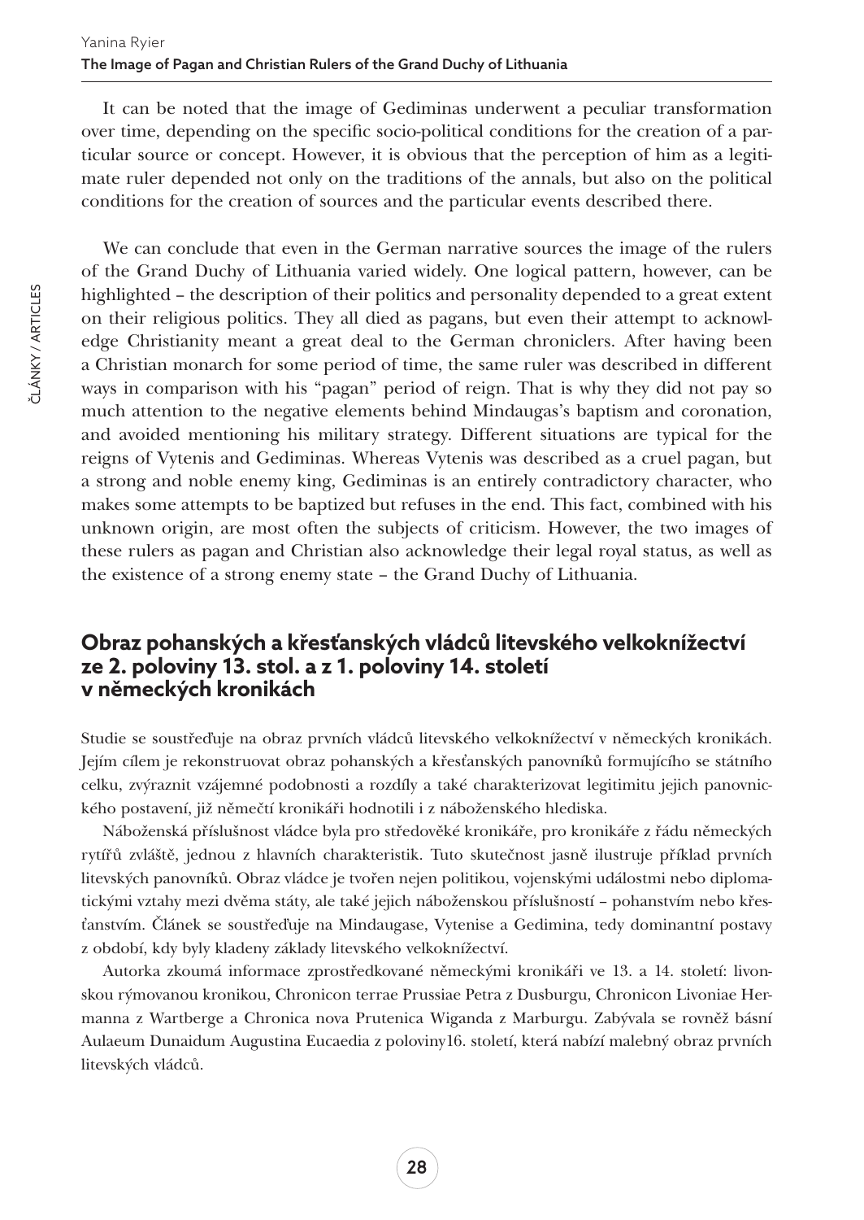It can be noted that the image of Gediminas underwent a peculiar transformation over time, depending on the specific socio-political conditions for the creation of a particular source or concept. However, it is obvious that the perception of him as a legitimate ruler depended not only on the traditions of the annals, but also on the political conditions for the creation of sources and the particular events described there.

We can conclude that even in the German narrative sources the image of the rulers of the Grand Duchy of Lithuania varied widely. One logical pattern, however, can be highlighted – the description of their politics and personality depended to a great extent on their religious politics. They all died as pagans, but even their attempt to acknowledge Christianity meant a great deal to the German chroniclers. After having been a Christian monarch for some period of time, the same ruler was described in different ways in comparison with his "pagan" period of reign. That is why they did not pay so much attention to the negative elements behind Mindaugas's baptism and coronation, and avoided mentioning his military strategy. Different situations are typical for the reigns of Vytenis and Gediminas. Whereas Vytenis was described as a cruel pagan, but a strong and noble enemy king, Gediminas is an entirely contradictory character, who makes some attempts to be baptized but refuses in the end. This fact, combined with his unknown origin, are most often the subjects of criticism. However, the two images of these rulers as pagan and Christian also acknowledge their legal royal status, as well as the existence of a strong enemy state – the Grand Duchy of Lithuania.

## Obraz pohanských a křesťanských vládců litevského velkoknížectví ze 2. poloviny 13. stol. a z 1. poloviny 14. století v německých kronikách

Studie se soustřeďuje na obraz prvních vládců litevského velkoknížectví v německých kronikách. Jejím cílem je rekonstruovat obraz pohanských a křesťanských panovníků formujícího se státního celku, zvýraznit vzájemné podobnosti a rozdíly a také charakterizovat legitimitu jejich panovnického postavení, již němečtí kronikáři hodnotili i z náboženského hlediska.

Náboženská příslušnost vládce byla pro středověké kronikáře, pro kronikáře z řádu německých rytířů zvláště, jednou z hlavních charakteristik. Tuto skutečnost jasně ilustruje příklad prvních litevských panovníků. Obraz vládce je tvořen nejen politikou, vojenskými událostmi nebo diplomatickými vztahy mezi dvěma státy, ale také jejich náboženskou příslušností – pohanstvím nebo křesťanstvím. Článek se soustřeďuje na Mindaugase, Vytenise a Gedimina, tedy dominantní postavy z období, kdy byly kladeny základy litevského velkoknížectví.

Autorka zkoumá informace zprostředkované německými kronikáři ve 13. a 14. století: livonskou rýmovanou kronikou, Chronicon terrae Prussiae Petra z Dusburgu, Chronicon Livoniae Hermanna z Wartberge a Chronica nova Prutenica Wiganda z Marburgu. Zabývala se rovněž básní Aulaeum Dunaidum Augustina Eucaedia z poloviny16. století, která nabízí malebný obraz prvních litevských vládců.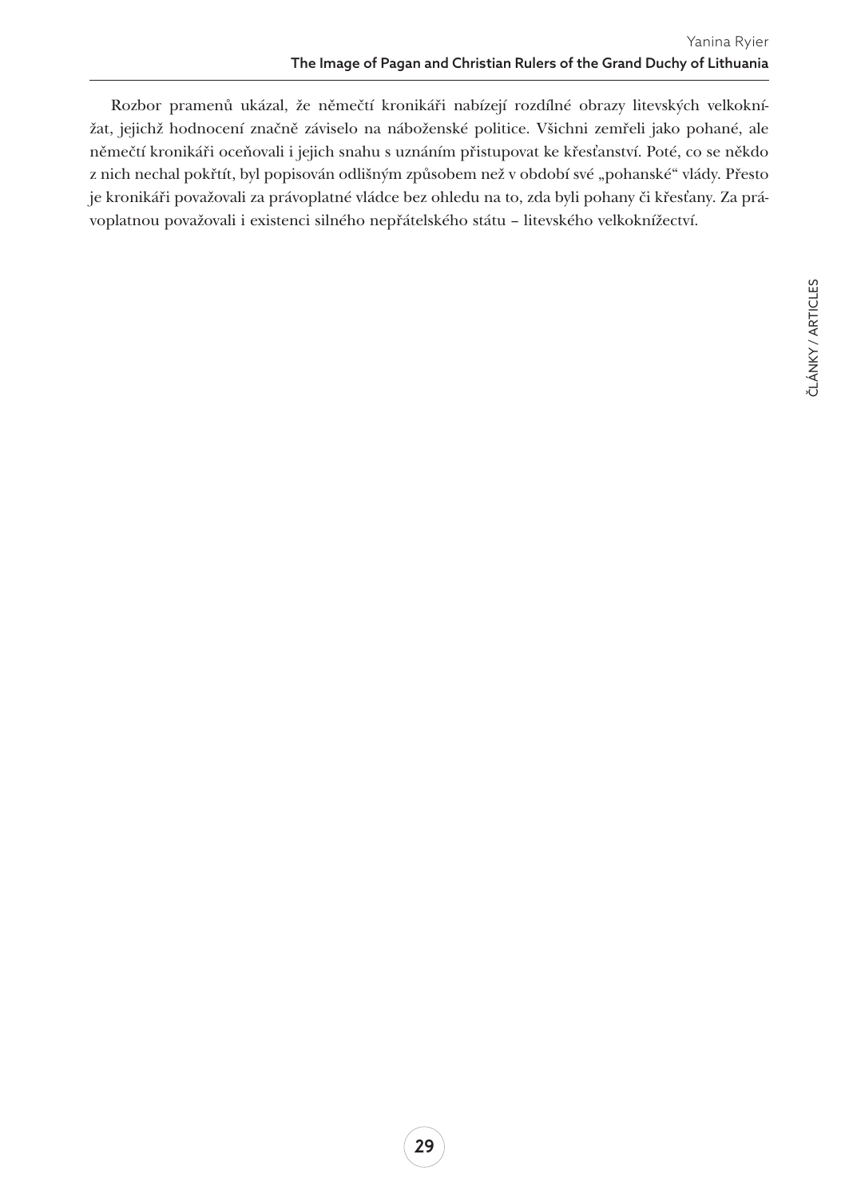Rozbor pramenů ukázal, že němečtí kronikáři nabízejí rozdílné obrazy litevských velkoknížat, jejichž hodnocení značně záviselo na náboženské politice. Všichni zemřeli jako pohané, ale němečtí kronikáři oceňovali i jejich snahu s uznáním přistupovat ke křesťanství. Poté, co se někdo z nich nechal pokřtít, byl popisován odlišným způsobem než v období své „pohanské" vlády. Přesto je kronikáři považovali za právoplatné vládce bez ohledu na to, zda byli pohany či křesťany. Za právoplatnou považovali i existenci silného nepřátelského státu – litevského velkoknížectví.